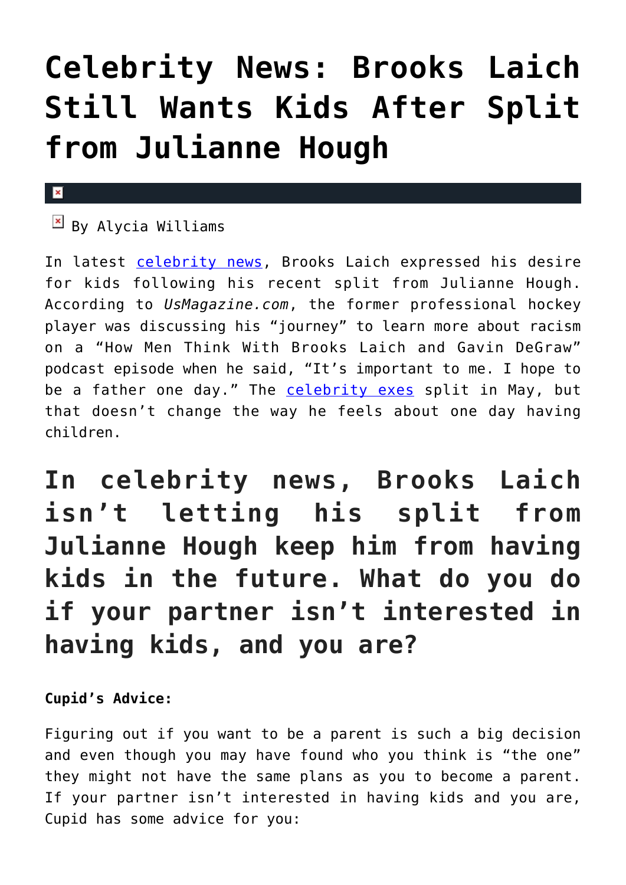# Celebrity News: Brooks Laich Still Wants Kids After Split from Julianne Hough

By Alycia Williams

In latest celebrity news, Brooks Laich expressed his desire for kids following his recent split from Julianne Hough. According to *UsMagazine.com*, the former professional hockey player was discussing his "journey" to learn more about racism on a "How Men Think With Brooks Laich and Gavin DeGraw" podcast episode when he said, "It's important to me. I hope to be a father one day." The celebrity exes split in May, but that doesn't change the way he feels about one day having children.

## In celebrity news, Brooks Laich isn't letting his split from Julianne Hough keep him from having kids in the future. What do you do if your partner isn't interested in having kids, and you are?

**Cupid's Advice:**

Figuring out if you want to be a parent is such a big decision and even though you may have found who you think is "the one" they might not have the same plans as you to become a parent. If your partner isn't interested in having kids and you are, Cupid has some advice for you: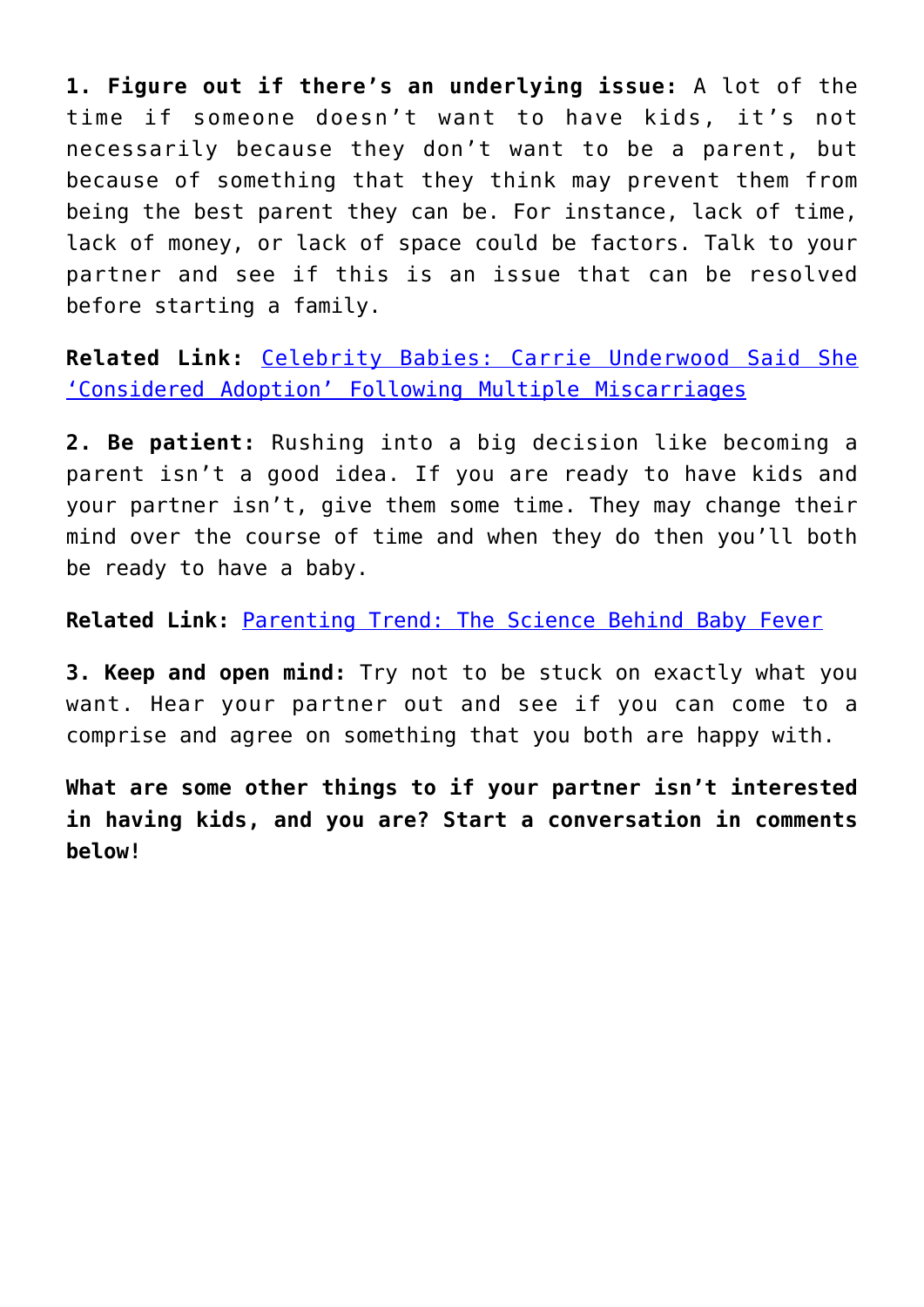**1. Figure out if there's an underlying issue:** A lot of the time if someone doesn't want to have kids, it's not necessarily because they don't want to be a parent, but because of something that they think may prevent them from being the best parent they can be. For instance, lack of time, lack of money, or lack of space could be factors. Talk to your partner and see if this is an issue that can be resolved before starting a family.

**Related Link:** Celebrity Babies: Carrie Underwood Said She 'Considered Adoption' Following Multiple Miscarriages

**2. Be patient:** Rushing into a big decision like becoming a parent isn't a good idea. If you are ready to have kids and your partner isn't, give them some time. They may change their mind over the course of time and when they do then you'll both be ready to have a baby.

**Related Link:** Parenting Trend: The Science Behind Baby Fever

**3. Keep and open mind:** Try not to be stuck on exactly what you want. Hear your partner out and see if you can come to a comprise and agree on something that you both are happy with.

**What are some other things to if your partner isn't interested in having kids, and you are? Start a conversation in comments below!**